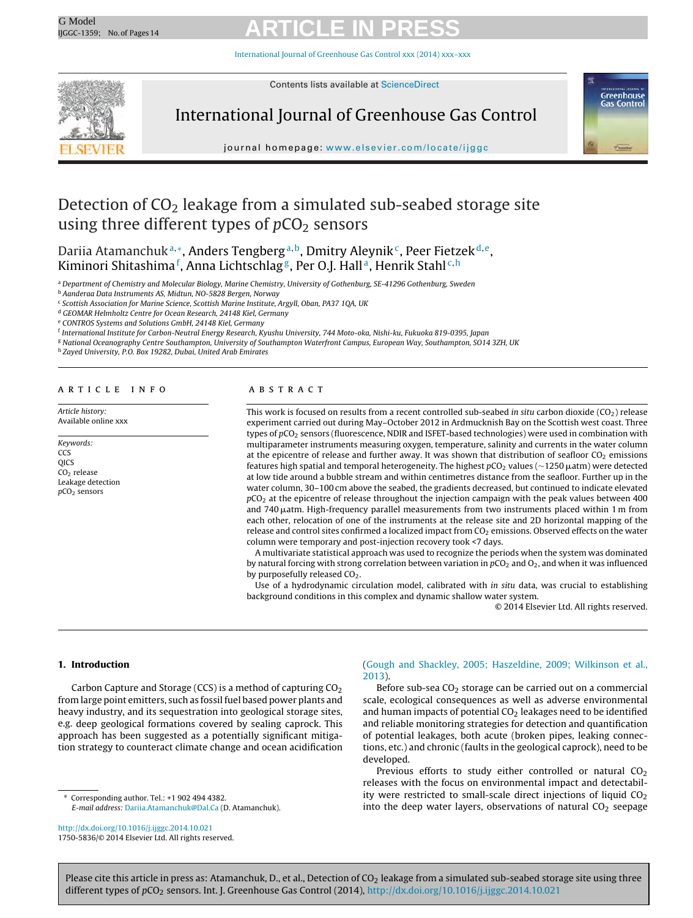# Detection of $CO_2$ leakage from a simulated sub-seabed storage site using three different types of $pCO_2$ sensors

Dariia Atamanchuk[a,*], Anders Tengberg[a,b], Dmitry Aleynik[c], Peer Fietzek[d,e], Kiminori Shitashima[f], Anna Lichtschlag[g], Per O.J. Hall[a], Henrik Stahl[c,h]

[a] Department of Chemistry and Molecular Biology, Marine Chemistry, University of Gothenburg, SE-41296 Gothenburg, Sweden
[b] Aanderaa Data Instruments AS, Midtun, NO-5828 Bergen, Norway
[c] Scottish Association for Marine Science, Scottish Marine Institute, Argyll, Oban, PA37 1QA, UK
[d] GEOMAR Helmholtz Centre for Ocean Research, 24148 Kiel, Germany
[e] CONTROS Systems and Solutions GmbH, 24148 Kiel, Germany
[f] International Institute for Carbon-Neutral Energy Research, Kyushu University, 744 Moto-oka, Nishi-ku, Fukuoka 819-0395, Japan
[g] National Oceanography Centre Southampton, University of Southampton Waterfront Campus, European Way, Southampton, SO14 3ZH, UK
[h] Zayed University, P.O. Box 19282, Dubai, United Arab Emirates

## ARTICLE INFO

*Article history:*
Available online xxx

*Keywords:*
CCS
QICS
$CO_2$ release
Leakage detection
$pCO_2$ sensors

## ABSTRACT

This work is focused on results from a recent controlled sub-seabed *in situ* carbon dioxide ($CO_2$) release experiment carried out during May–October 2012 in Ardmucknish Bay on the Scottish west coast. Three types of $pCO_2$ sensors (fluorescence, NDIR and ISFET-based technologies) were used in combination with multiparameter instruments measuring oxygen, temperature, salinity and currents in the water column at the epicentre of release and further away. It was shown that distribution of seafloor $CO_2$ emissions features high spatial and temporal heterogeneity. The highest $pCO_2$ values (~1250 μatm) were detected at low tide around a bubble stream and within centimetres distance from the seafloor. Further up in the water column, 30–100 cm above the seabed, the gradients decreased, but continued to indicate elevated $pCO_2$ at the epicentre of release throughout the injection campaign with the peak values between 400 and 740 μatm. High-frequency parallel measurements from two instruments placed within 1 m from each other, relocation of one of the instruments at the release site and 2D horizontal mapping of the release and control sites confirmed a localized impact from $CO_2$ emissions. Observed effects on the water column were temporary and post-injection recovery took <7 days.

A multivariate statistical approach was used to recognize the periods when the system was dominated by natural forcing with strong correlation between variation in $pCO_2$ and $O_2$, and when it was influenced by purposefully released $CO_2$.

Use of a hydrodynamic circulation model, calibrated with *in situ* data, was crucial to establishing background conditions in this complex and dynamic shallow water system.

© 2014 Elsevier Ltd. All rights reserved.

## 1. Introduction

Carbon Capture and Storage (CCS) is a method of capturing $CO_2$ from large point emitters, such as fossil fuel based power plants and heavy industry, and its sequestration into geological storage sites, e.g. deep geological formations covered by sealing caprock. This approach has been suggested as a potentially significant mitigation strategy to counteract climate change and ocean acidification (Gough and Shackley, 2005; Haszeldine, 2009; Wilkinson et al., 2013).

Before sub-sea $CO_2$ storage can be carried out on a commercial scale, ecological consequences as well as adverse environmental and human impacts of potential $CO_2$ leakages need to be identified and reliable monitoring strategies for detection and quantification of potential leakages, both acute (broken pipes, leaking connections, etc.) and chronic (faults in the geological caprock), need to be developed.

Previous efforts to study either controlled or natural $CO_2$ releases with the focus on environmental impact and detectability were restricted to small-scale direct injections of liquid $CO_2$ into the deep water layers, observations of natural $CO_2$ seepage

* Corresponding author. Tel.: +1 902 494 4382.
*E-mail address:* Dariia.Atamanchuk@Dal.Ca (D. Atamanchuk).

http://dx.doi.org/10.1016/j.ijggc.2014.10.021
1750-5836/© 2014 Elsevier Ltd. All rights reserved.

Please cite this article in press as: Atamanchuk, D., et al., Detection of $CO_2$ leakage from a simulated sub-seabed storage site using three different types of $pCO_2$ sensors. Int. J. Greenhouse Gas Control (2014), http://dx.doi.org/10.1016/j.ijggc.2014.10.021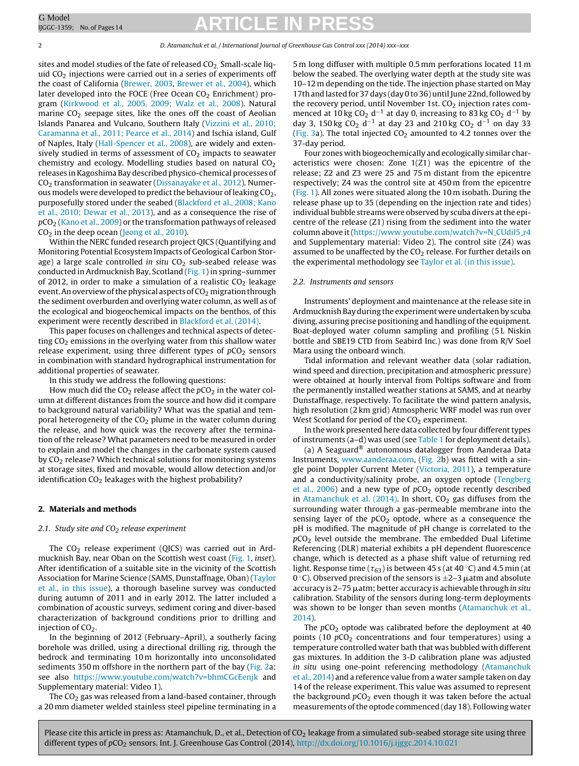sites and model studies of the fate of released $CO_2$. Small-scale liquid $CO_2$ injections were carried out in a series of experiments off the coast of California (Brewer, 2003, Brewer et al., 2004), which later developed into the FOCE (Free Ocean $CO_2$ Enrichment) program (Kirkwood et al., 2005, 2009; Walz et al., 2008). Natural marine $CO_2$ seepage sites, like the ones off the coast of Aeolian Islands Panarea and Vulcano, Southern Italy (Vizzini et al., 2010; Caramanna et al., 2011; Pearce et al., 2014) and Ischia island, Gulf of Naples, Italy (Hall-Spencer et al., 2008), are widely and extensively studied in terms of assessment of $CO_2$ impacts to seawater chemistry and ecology. Modelling studies based on natural $CO_2$ releases in Kagoshima Bay described physico-chemical processes of $CO_2$ transformation in seawater (Dissanayake et al., 2012). Numerous models were developed to predict the behaviour of leaking $CO_2$, purposefully stored under the seabed (Blackford et al., 2008; Kano et al., 2010; Dewar et al., 2013), and as a consequence the rise of $pCO_2$ (Kano et al., 2009) or the transformation pathways of released $CO_2$ in the deep ocean (Jeong et al., 2010).

Within the NERC funded research project QICS (Quantifying and Monitoring Potential Ecosystem Impacts of Geological Carbon Storage) a large scale controlled *in situ* $CO_2$ sub-seabed release was conducted in Ardmucknish Bay, Scotland (Fig. 1) in spring–summer of 2012, in order to make a simulation of a realistic $CO_2$ leakage event. An overview of the physical aspects of $CO_2$ migration through the sediment overburden and overlying water column, as well as of the ecological and biogeochemical impacts on the benthos, of this experiment were recently described in Blackford et al. (2014).

This paper focuses on challenges and technical aspects of detecting $CO_2$ emissions in the overlying water from this shallow water release experiment, using three different types of $pCO_2$ sensors in combination with standard hydrographical instrumentation for additional properties of seawater.

In this study we address the following questions:

How much did the $CO_2$ release affect the $pCO_2$ in the water column at different distances from the source and how did it compare to background natural variability? What was the spatial and temporal heterogeneity of the $CO_2$ plume in the water column during the release, and how quick was the recovery after the termination of the release? What parameters need to be measured in order to explain and model the changes in the carbonate system caused by $CO_2$ release? Which technical solutions for monitoring systems at storage sites, fixed and movable, would allow detection and/or identification $CO_2$ leakages with the highest probability?

## 2. Materials and methods

### 2.1. Study site and $CO_2$ release experiment

The $CO_2$ release experiment (QICS) was carried out in Ardmucknish Bay, near Oban on the Scottish west coast (Fig. 1, *inset*). After identification of a suitable site in the vicinity of the Scottish Association for Marine Science (SAMS, Dunstaffnage, Oban) (Taylor et al., in this issue), a thorough baseline survey was conducted during autumn of 2011 and in early 2012. The latter included a combination of acoustic surveys, sediment coring and diver-based characterization of background conditions prior to drilling and injection of $CO_2$.

In the beginning of 2012 (February–April), a southerly facing borehole was drilled, using a directional drilling rig, through the bedrock and terminating 10 m horizontally into unconsolidated sediments 350 m offshore in the northern part of the bay (Fig. 2a; see also https://www.youtube.com/watch?v=bhmCGcEenjk and Supplementary material: Video 1).

The $CO_2$ gas was released from a land-based container, through a 20 mm diameter welded stainless steel pipeline terminating in a 5 m long diffuser with multiple 0.5 mm perforations located 11 m below the seabed. The overlying water depth at the study site was 10–12 m depending on the tide. The injection phase started on May 17th and lasted for 37 days (day 0 to 36) until June 22nd, followed by the recovery period, until November 1st. $CO_2$ injection rates commenced at 10 kg $CO_2$ $d^{-1}$ at day 0, increasing to 83 kg $CO_2$ $d^{-1}$ by day 3, 150 kg $CO_2$ $d^{-1}$ at day 23 and 210 kg $CO_2$ $d^{-1}$ on day 33 (Fig. 3a). The total injected $CO_2$ amounted to 4.2 tonnes over the 37-day period.

Four zones with biogeochemically and ecologically similar characteristics were chosen: Zone 1(Z1) was the epicentre of the release; Z2 and Z3 were 25 and 75 m distant from the epicentre respectively; Z4 was the control site at 450 m from the epicentre (Fig. 1). All zones were situated along the 10 m isobath. During the release phase up to 35 (depending on the injection rate and tides) individual bubble streams were observed by scuba divers at the epicentre of the release (Z1) rising from the sediment into the water column above it (https://www.youtube.com/watch?v=N_CUdil5_r4 and Supplementary material: Video 2). The control site (Z4) was assumed to be unaffected by the $CO_2$ release. For further details on the experimental methodology see Taylor et al. (in this issue).

### 2.2. Instruments and sensors

Instruments' deployment and maintenance at the release site in Ardmucknish Bay during the experiment were undertaken by scuba diving, assuring precise positioning and handling of the equipment. Boat-deployed water column sampling and profiling (5 L Niskin bottle and SBE19 CTD from Seabird Inc.) was done from R/V Soel Mara using the onboard winch.

Tidal information and relevant weather data (solar radiation, wind speed and direction, precipitation and atmospheric pressure) were obtained at hourly interval from Poltips software and from the permanently installed weather stations at SAMS, and at nearby Dunstaffnage, respectively. To facilitate the wind pattern analysis, high resolution (2 km grid) Atmospheric WRF model was run over West Scotland for period of the $CO_2$ experiment.

In the work presented here data collected by four different types of instruments (a–d) was used (see Table 1 for deployment details).

(a) A Seaguard® autonomous datalogger from Aanderaa Data Instruments, www.aanderaa.com, (Fig. 2b) was fitted with a single point Doppler Current Meter (Victoria, 2011), a temperature and a conductivity/salinity probe, an oxygen optode (Tengberg et al., 2006) and a new type of $pCO_2$ optode recently described in Atamanchuk et al. (2014). In short, $CO_2$ gas diffuses from the surrounding water through a gas-permeable membrane into the sensing layer of the $pCO_2$ optode, where as a consequence the pH is modified. The magnitude of pH change is correlated to the $pCO_2$ level outside the membrane. The embedded Dual Lifetime Referencing (DLR) material exhibits a pH dependent fluorescence change, which is detected as a phase shift value of returning red light. Response time ($\tau_{63}$) is between 45 s (at 40 °C) and 4.5 min (at 0 °C). Observed precision of the sensors is ±2–3 μatm and absolute accuracy is 2–75 μatm; better accuracy is achievable through *in situ* calibration. Stability of the sensors during long-term deployments was shown to be longer than seven months (Atamanchuk et al., 2014).

The $pCO_2$ optode was calibrated before the deployment at 40 points (10 $pCO_2$ concentrations and four temperatures) using a temperature controlled water bath that was bubbled with different gas mixtures. In addition the 3-D calibration plane was adjusted *in situ* using one-point referencing methodology (Atamanchuk et al., 2014) and a reference value from a water sample taken on day 14 of the release experiment. This value was assumed to represent the background $pCO_2$ even though it was taken before the actual measurements of the optode commenced (day 18). Following water

Please cite this article in press as: Atamanchuk, D., et al., Detection of $CO_2$ leakage from a simulated sub-seabed storage site using three different types of $pCO_2$ sensors. Int. J. Greenhouse Gas Control (2014), http://dx.doi.org/10.1016/j.ijggc.2014.10.021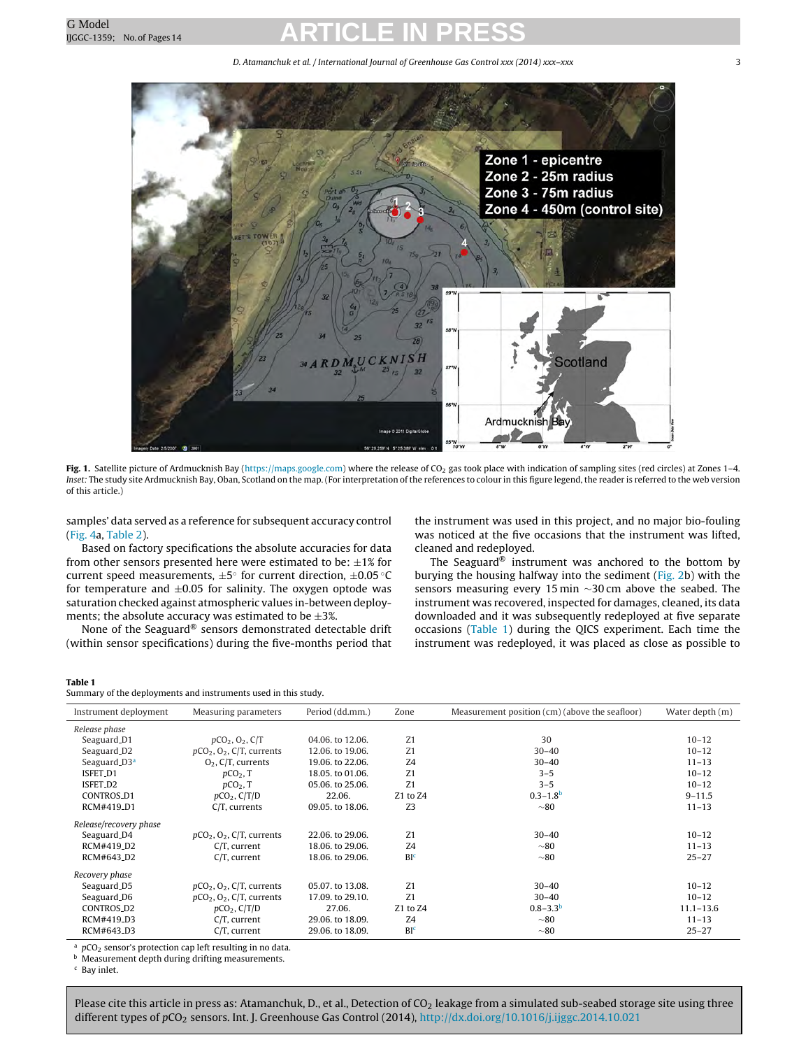Fig. 1. Satellite picture of Ardmucknish Bay (https://maps.google.com) where the release of $CO_2$ gas took place with indication of sampling sites (red circles) at Zones 1–4. *Inset:* The study site Ardmucknish Bay, Oban, Scotland on the map. (For interpretation of the references to colour in this figure legend, the reader is referred to the web version of this article.)

samples' data served as a reference for subsequent accuracy control (Fig. 4a, Table 2).

Based on factory specifications the absolute accuracies for data from other sensors presented here were estimated to be: ±1% for current speed measurements, ±5° for current direction, ±0.05 °C for temperature and ±0.05 for salinity. The oxygen optode was saturation checked against atmospheric values in-between deployments; the absolute accuracy was estimated to be ±3%.

None of the Seaguard® sensors demonstrated detectable drift (within sensor specifications) during the five-months period that the instrument was used in this project, and no major bio-fouling was noticed at the five occasions that the instrument was lifted, cleaned and redeployed.

The Seaguard® instrument was anchored to the bottom by burying the housing halfway into the sediment (Fig. 2b) with the sensors measuring every 15 min ~30 cm above the seabed. The instrument was recovered, inspected for damages, cleaned, its data downloaded and it was subsequently redeployed at five separate occasions (Table 1) during the QICS experiment. Each time the instrument was redeployed, it was placed as close as possible to

**Table 1**
Summary of the deployments and instruments used in this study.

| Instrument deployment | Measuring parameters | Period (dd.mm.) | Zone | Measurement position (cm) (above the seafloor) | Water depth (m) |
|---|---|---|---|---|---|
| *Release phase* | | | | | |
| Seaguard_D1 | $pCO_2$, $O_2$, C/T | 04.06. to 12.06. | Z1 | 30 | 10–12 |
| Seaguard_D2 | $pCO_2$, $O_2$, C/T, currents | 12.06. to 19.06. | Z1 | 30–40 | 10–12 |
| Seaguard_D3[a] | $O_2$, C/T, currents | 19.06. to 22.06. | Z4 | 30–40 | 11–13 |
| ISFET_D1 | $pCO_2$, T | 18.05. to 01.06. | Z1 | 3–5 | 10–12 |
| ISFET_D2 | $pCO_2$, T | 05.06. to 25.06. | Z1 | 3–5 | 10–12 |
| CONTROS_D1 | $pCO_2$, C/T/D | 22.06. | Z1 to Z4 | 0.3–1.8[b] | 9–11.5 |
| RCM#419_D1 | C/T, currents | 09.05. to 18.06. | Z3 | ~80 | 11–13 |
| *Release/recovery phase* | | | | | |
| Seaguard_D4 | $pCO_2$, $O_2$, C/T, currents | 22.06. to 29.06. | Z1 | 30–40 | 10–12 |
| RCM#419_D2 | C/T, current | 18.06. to 29.06. | Z4 | ~80 | 11–13 |
| RCM#643_D2 | C/T, current | 18.06. to 29.06. | BI[c] | ~80 | 25–27 |
| *Recovery phase* | | | | | |
| Seaguard_D5 | $pCO_2$, $O_2$, C/T, currents | 05.07. to 13.08. | Z1 | 30–40 | 10–12 |
| Seaguard_D6 | $pCO_2$, $O_2$, C/T, currents | 17.09. to 29.10. | Z1 | 30–40 | 10–12 |
| CONTROS_D2 | $pCO_2$, C/T/D | 27.06. | Z1 to Z4 | 0.8–3.3[b] | 11.1–13.6 |
| RCM#419_D3 | C/T, current | 29.06. to 18.09. | Z4 | ~80 | 11–13 |
| RCM#643_D3 | C/T, current | 29.06. to 18.09. | BI[c] | ~80 | 25–27 |

[a] $pCO_2$ sensor's protection cap left resulting in no data.
[b] Measurement depth during drifting measurements.
[c] Bay inlet.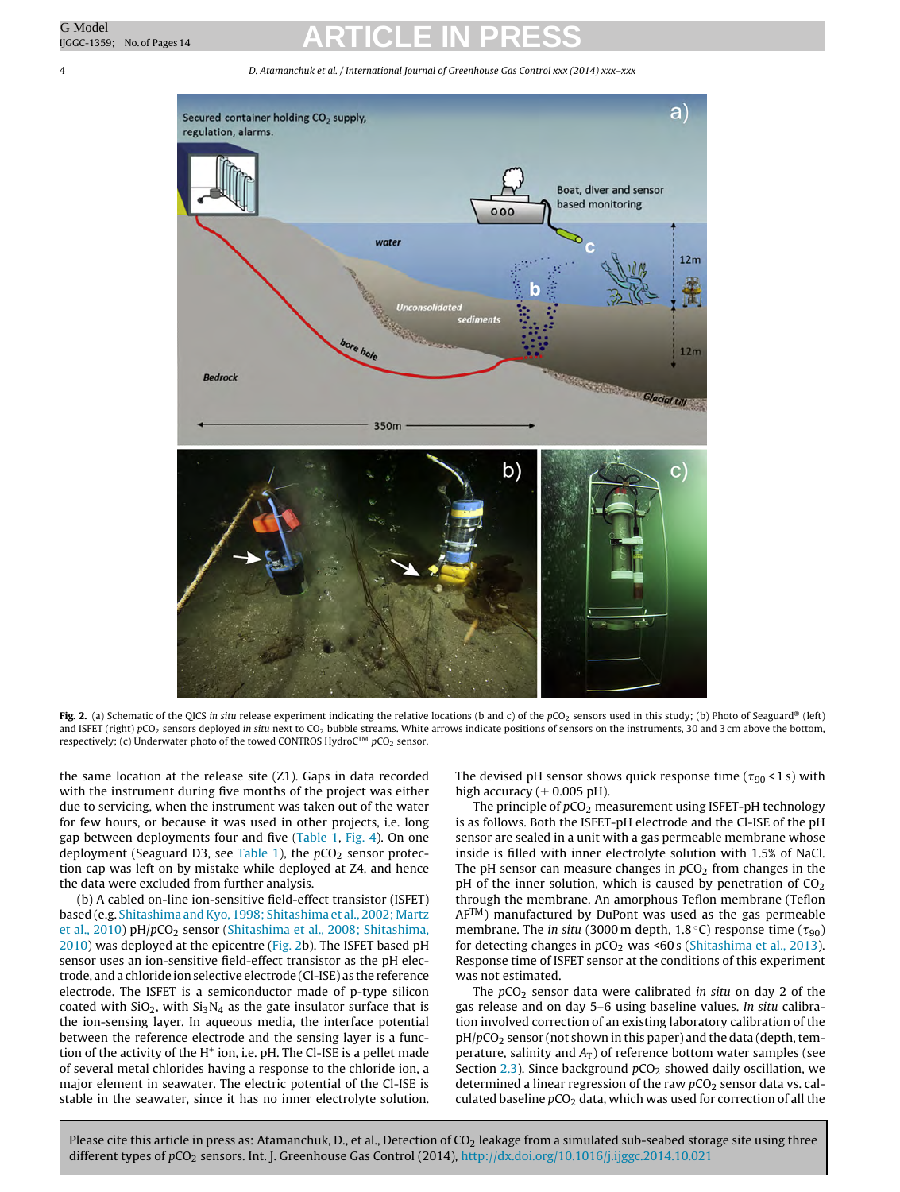Fig. 2. (a) Schematic of the QICS *in situ* release experiment indicating the relative locations (b and c) of the $pCO_2$ sensors used in this study; (b) Photo of Seaguard® (left) and ISFET (right) $pCO_2$ sensors deployed *in situ* next to $CO_2$ bubble streams. White arrows indicate positions of sensors on the instruments, 30 and 3 cm above the bottom, respectively; (c) Underwater photo of the towed CONTROS HydroC™ $pCO_2$ sensor.

the same location at the release site (Z1). Gaps in data recorded with the instrument during five months of the project was either due to servicing, when the instrument was taken out of the water for few hours, or because it was used in other projects, i.e. long gap between deployments four and five (Table 1, Fig. 4). On one deployment (Seaguard_D3, see Table 1), the $pCO_2$ sensor protection cap was left on by mistake while deployed at Z4, and hence the data were excluded from further analysis.

(b) A cabled on-line ion-sensitive field-effect transistor (ISFET) based (e.g. Shitashima and Kyo, 1998; Shitashima et al., 2002; Martz et al., 2010) pH/$pCO_2$ sensor (Shitashima et al., 2008; Shitashima, 2010) was deployed at the epicentre (Fig. 2b). The ISFET based pH sensor uses an ion-sensitive field-effect transistor as the pH electrode, and a chloride ion selective electrode (Cl-ISE) as the reference electrode. The ISFET is a semiconductor made of p-type silicon coated with $SiO_2$, with $Si_3N_4$ as the gate insulator surface that is the ion-sensing layer. In aqueous media, the interface potential between the reference electrode and the sensing layer is a function of the activity of the $H^+$ ion, i.e. pH. The Cl-ISE is a pellet made of several metal chlorides having a response to the chloride ion, a major element in seawater. The electric potential of the Cl-ISE is stable in the seawater, since it has no inner electrolyte solution. The devised pH sensor shows quick response time ($\tau_{90} < 1$ s) with high accuracy ($\pm$ 0.005 pH).

The principle of $pCO_2$ measurement using ISFET-pH technology is as follows. Both the ISFET-pH electrode and the Cl-ISE of the pH sensor are sealed in a unit with a gas permeable membrane whose inside is filled with inner electrolyte solution with 1.5% of NaCl. The pH sensor can measure changes in $pCO_2$ from changes in the pH of the inner solution, which is caused by penetration of $CO_2$ through the membrane. An amorphous Teflon membrane (Teflon AF™) manufactured by DuPont was used as the gas permeable membrane. The *in situ* (3000 m depth, 1.8 °C) response time ($\tau_{90}$) for detecting changes in $pCO_2$ was <60 s (Shitashima et al., 2013). Response time of ISFET sensor at the conditions of this experiment was not estimated.

The $pCO_2$ sensor data were calibrated *in situ* on day 2 of the gas release and on day 5–6 using baseline values. *In situ* calibration involved correction of an existing laboratory calibration of the pH/$pCO_2$ sensor (not shown in this paper) and the data (depth, temperature, salinity and $A_T$) of reference bottom water samples (see Section 2.3). Since background $pCO_2$ showed daily oscillation, we determined a linear regression of the raw $pCO_2$ sensor data vs. calculated baseline $pCO_2$ data, which was used for correction of all the

Please cite this article in press as: Atamanchuk, D., et al., Detection of $CO_2$ leakage from a simulated sub-seabed storage site using three different types of $pCO_2$ sensors. Int. J. Greenhouse Gas Control (2014), http://dx.doi.org/10.1016/j.ijggc.2014.10.021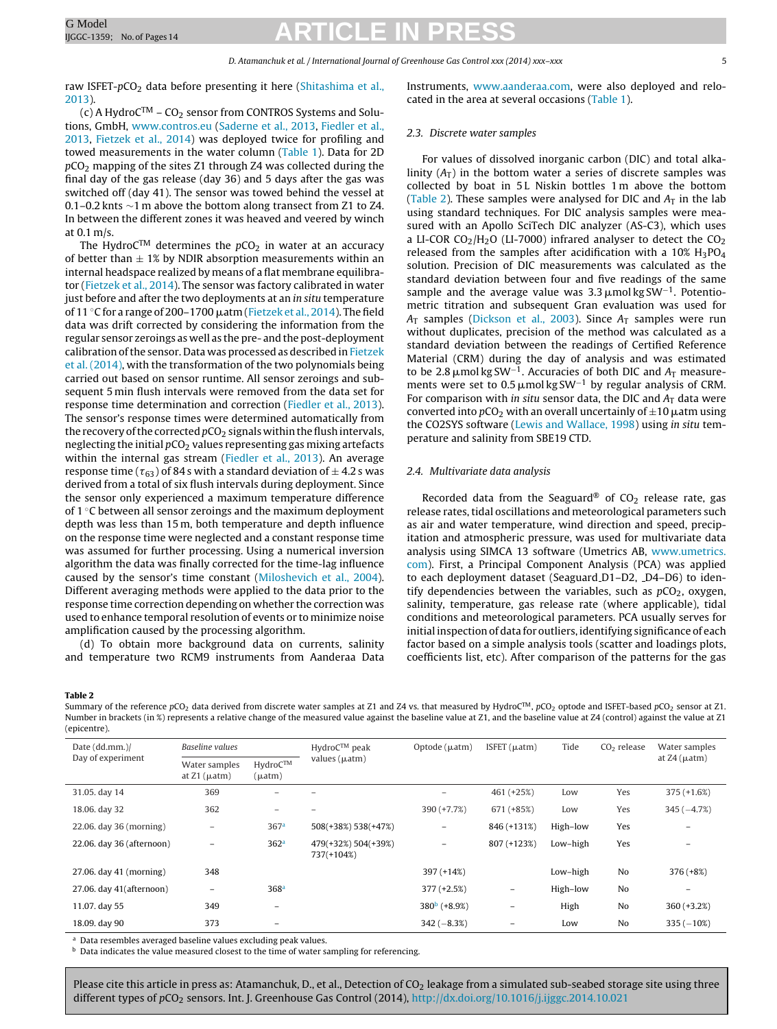raw ISFET-$pCO_2$ data before presenting it here (Shitashima et al., 2013).

(c) A Hydro$C^{TM}$ – $CO_2$ sensor from CONTROS Systems and Solutions, GmbH, www.contros.eu (Saderne et al., 2013, Fiedler et al., 2013, Fietzek et al., 2014) was deployed twice for profiling and towed measurements in the water column (Table 1). Data for 2D $pCO_2$ mapping of the sites Z1 through Z4 was collected during the final day of the gas release (day 36) and 5 days after the gas was switched off (day 41). The sensor was towed behind the vessel at 0.1–0.2 knts ~1 m above the bottom along transect from Z1 to Z4. In between the different zones it was heaved and veered by winch at 0.1 m/s.

The Hydro$C^{TM}$ determines the $pCO_2$ in water at an accuracy of better than ± 1% by NDIR absorption measurements within an internal headspace realized by means of a flat membrane equilibrator (Fietzek et al., 2014). The sensor was factory calibrated in water just before and after the two deployments at an *in situ* temperature of 11 °C for a range of 200–1700 μatm (Fietzek et al., 2014). The field data was drift corrected by considering the information from the regular sensor zeroings as well as the pre- and the post-deployment calibration of the sensor. Data was processed as described in Fietzek et al. (2014), with the transformation of the two polynomials being carried out based on sensor runtime. All sensor zeroings and subsequent 5 min flush intervals were removed from the data set for response time determination and correction (Fiedler et al., 2013). The sensor's response times were determined automatically from the recovery of the corrected $pCO_2$ signals within the flush intervals, neglecting the initial $pCO_2$ values representing gas mixing artefacts within the internal gas stream (Fiedler et al., 2013). An average response time ($\tau_{63}$) of 84 s with a standard deviation of ± 4.2 s was derived from a total of six flush intervals during deployment. Since the sensor only experienced a maximum temperature difference of 1 °C between all sensor zeroings and the maximum deployment depth was less than 15 m, both temperature and depth influence on the response time were neglected and a constant response time was assumed for further processing. Using a numerical inversion algorithm the data was finally corrected for the time-lag influence caused by the sensor's time constant (Miloshevich et al., 2004). Different averaging methods were applied to the data prior to the response time correction depending on whether the correction was used to enhance temporal resolution of events or to minimize noise amplification caused by the processing algorithm.

(d) To obtain more background data on currents, salinity and temperature two RCM9 instruments from Aanderaa Data Instruments, www.aanderaa.com, were also deployed and relocated in the area at several occasions (Table 1).

### 2.3. Discrete water samples

For values of dissolved inorganic carbon (DIC) and total alkalinity ($A_T$) in the bottom water a series of discrete samples was collected by boat in 5 L Niskin bottles 1 m above the bottom (Table 2). These samples were analysed for DIC and $A_T$ in the lab using standard techniques. For DIC analysis samples were measured with an Apollo SciTech DIC analyzer (AS-C3), which uses a LI-COR $CO_2/H_2O$ (LI-7000) infrared analyser to detect the $CO_2$ released from the samples after acidification with a 10% $H_3PO_4$ solution. Precision of DIC measurements was calculated as the standard deviation between four and five readings of the same sample and the average value was 3.3 μmol kg $SW^{-1}$. Potentiometric titration and subsequent Gran evaluation was used for $A_T$ samples (Dickson et al., 2003). Since $A_T$ samples were run without duplicates, precision of the method was calculated as a standard deviation between the readings of Certified Reference Material (CRM) during the day of analysis and was estimated to be 2.8 μmol kg $SW^{-1}$. Accuracies of both DIC and $A_T$ measurements were set to 0.5 μmol kg $SW^{-1}$ by regular analysis of CRM. For comparison with *in situ* sensor data, the DIC and $A_T$ data were converted into $pCO_2$ with an overall uncertainly of ±10 μatm using the CO2SYS software (Lewis and Wallace, 1998) using *in situ* temperature and salinity from SBE19 CTD.

### 2.4. Multivariate data analysis

Recorded data from the Seaguard® of $CO_2$ release rate, gas release rates, tidal oscillations and meteorological parameters such as air and water temperature, wind direction and speed, precipitation and atmospheric pressure, was used for multivariate data analysis using SIMCA 13 software (Umetrics AB, www.umetrics.com). First, a Principal Component Analysis (PCA) was applied to each deployment dataset (Seaguard_D1–D2, _D4–D6) to identify dependencies between the variables, such as $pCO_2$, oxygen, salinity, temperature, gas release rate (where applicable), tidal conditions and meteorological parameters. PCA usually serves for initial inspection of data for outliers, identifying significance of each factor based on a simple analysis tools (scatter and loadings plots, coefficients list, etc). After comparison of the patterns for the gas

**Table 2**
Summary of the reference $pCO_2$ data derived from discrete water samples at Z1 and Z4 vs. that measured by Hydro$C^{TM}$, $pCO_2$ optode and ISFET-based $pCO_2$ sensor at Z1. Number in brackets (in %) represents a relative change of the measured value against the baseline value at Z1, and the baseline value at Z4 (control) against the value at Z1 (epicentre).

| Date (dd.mm.)/ Day of experiment | Baseline values | | Hydro$C^{TM}$ peak values (μatm) | Optode (μatm) | ISFET (μatm) | Tide | $CO_2$ release | Water samples at Z4 (μatm) |
|---|---|---|---|---|---|---|---|---|
| | Water samples at Z1 (μatm) | Hydro$C^{TM}$ (μatm) | | | | | | |
| 31.05. day 14 | 369 | – | – | – | 461 (+25%) | Low | Yes | 375 (+1.6%) |
| 18.06. day 32 | 362 | – | – | 390 (+7.7%) | 671 (+85%) | Low | Yes | 345 (−4.7%) |
| 22.06. day 36 (morning) | – | 367[a] | 508(+38%) 538(+47%) | – | 846 (+131%) | High–low | Yes | – |
| 22.06. day 36 (afternoon) | – | 362[a] | 479(+32%) 504(+39%) 737(+104%) | – | 807 (+123%) | Low–high | Yes | – |
| 27.06. day 41 (morning) | 348 | | | 397 (+14%) | | Low–high | No | 376 (+8%) |
| 27.06. day 41(afternoon) | – | 368[a] | | 377 (+2.5%) | – | High–low | No | – |
| 11.07. day 55 | 349 | – | | 380[b] (+8.9%) | – | High | No | 360 (+3.2%) |
| 18.09. day 90 | 373 | – | | 342 (−8.3%) | – | Low | No | 335 (−10%) |

[a] Data resembles averaged baseline values excluding peak values.
[b] Data indicates the value measured closest to the time of water sampling for referencing.

Please cite this article in press as: Atamanchuk, D., et al., Detection of $CO_2$ leakage from a simulated sub-seabed storage site using three different types of $pCO_2$ sensors. Int. J. Greenhouse Gas Control (2014), http://dx.doi.org/10.1016/j.ijggc.2014.10.021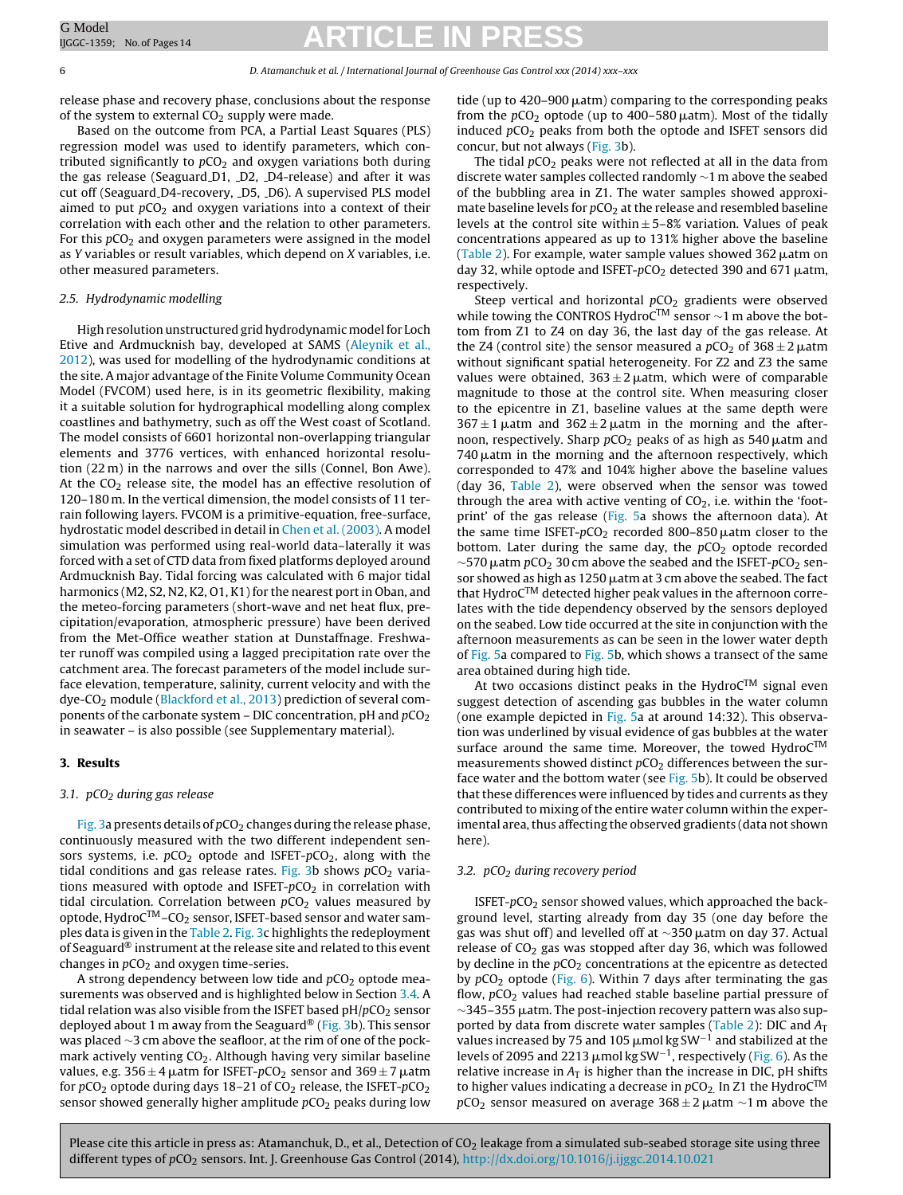release phase and recovery phase, conclusions about the response of the system to external $CO_2$ supply were made.

Based on the outcome from PCA, a Partial Least Squares (PLS) regression model was used to identify parameters, which contributed significantly to $pCO_2$ and oxygen variations both during the gas release (Seaguard_D1, _D2, _D4-release) and after it was cut off (Seaguard_D4-recovery, _D5, _D6). A supervised PLS model aimed to put $pCO_2$ and oxygen variations into a context of their correlation with each other and the relation to other parameters. For this $pCO_2$ and oxygen parameters were assigned in the model as *Y* variables or result variables, which depend on *X* variables, i.e. other measured parameters.

### 2.5. Hydrodynamic modelling

High resolution unstructured grid hydrodynamic model for Loch Etive and Ardmucknish bay, developed at SAMS (Aleynik et al., 2012), was used for modelling of the hydrodynamic conditions at the site. A major advantage of the Finite Volume Community Ocean Model (FVCOM) used here, is in its geometric flexibility, making it a suitable solution for hydrographical modelling along complex coastlines and bathymetry, such as off the West coast of Scotland. The model consists of 6601 horizontal non-overlapping triangular elements and 3776 vertices, with enhanced horizontal resolution (22 m) in the narrows and over the sills (Connel, Bon Awe). At the $CO_2$ release site, the model has an effective resolution of 120–180 m. In the vertical dimension, the model consists of 11 terrain following layers. FVCOM is a primitive-equation, free-surface, hydrostatic model described in detail in Chen et al. (2003). A model simulation was performed using real-world data–laterally it was forced with a set of CTD data from fixed platforms deployed around Ardmucknish Bay. Tidal forcing was calculated with 6 major tidal harmonics (M2, S2, N2, K2, O1, K1) for the nearest port in Oban, and the meteo-forcing parameters (short-wave and net heat flux, precipitation/evaporation, atmospheric pressure) have been derived from the Met-Office weather station at Dunstaffnage. Freshwater runoff was compiled using a lagged precipitation rate over the catchment area. The forecast parameters of the model include surface elevation, temperature, salinity, current velocity and with the dye-$CO_2$ module (Blackford et al., 2013) prediction of several components of the carbonate system – DIC concentration, pH and $pCO_2$ in seawater – is also possible (see Supplementary material).

## 3. Results

### 3.1. $pCO_2$ during gas release

Fig. 3a presents details of $pCO_2$ changes during the release phase, continuously measured with the two different independent sensors systems, i.e. $pCO_2$ optode and ISFET-$pCO_2$, along with the tidal conditions and gas release rates. Fig. 3b shows $pCO_2$ variations measured with optode and ISFET-$pCO_2$ in correlation with tidal circulation. Correlation between $pCO_2$ values measured by optode, HydroC™–$CO_2$ sensor, ISFET-based sensor and water samples data is given in the Table 2. Fig. 3c highlights the redeployment of Seaguard® instrument at the release site and related to this event changes in $pCO_2$ and oxygen time-series.

A strong dependency between low tide and $pCO_2$ optode measurements was observed and is highlighted below in Section 3.4. A tidal relation was also visible from the ISFET based pH/$pCO_2$ sensor deployed about 1 m away from the Seaguard® (Fig. 3b). This sensor was placed ~3 cm above the seafloor, at the rim of one of the pockmark actively venting $CO_2$. Although having very similar baseline values, e.g. 356 ± 4 μatm for ISFET-$pCO_2$ sensor and 369 ± 7 μatm for $pCO_2$ optode during days 18–21 of $CO_2$ release, the ISFET-$pCO_2$ sensor showed generally higher amplitude $pCO_2$ peaks during low tide (up to 420–900 μatm) comparing to the corresponding peaks from the $pCO_2$ optode (up to 400–580 μatm). Most of the tidally induced $pCO_2$ peaks from both the optode and ISFET sensors did concur, but not always (Fig. 3b).

The tidal $pCO_2$ peaks were not reflected at all in the data from discrete water samples collected randomly ~1 m above the seabed of the bubbling area in Z1. The water samples showed approximate baseline levels for $pCO_2$ at the release and resembled baseline levels at the control site within ± 5–8% variation. Values of peak concentrations appeared as up to 131% higher above the baseline (Table 2). For example, water sample values showed 362 μatm on day 32, while optode and ISFET-$pCO_2$ detected 390 and 671 μatm, respectively.

Steep vertical and horizontal $pCO_2$ gradients were observed while towing the CONTROS HydroC™ sensor ~1 m above the bottom from Z1 to Z4 on day 36, the last day of the gas release. At the Z4 (control site) the sensor measured a $pCO_2$ of 368 ± 2 μatm without significant spatial heterogeneity. For Z2 and Z3 the same values were obtained, 363 ± 2 μatm, which were of comparable magnitude to those at the control site. When measuring closer to the epicentre in Z1, baseline values at the same depth were 367 ± 1 μatm and 362 ± 2 μatm in the morning and the afternoon, respectively. Sharp $pCO_2$ peaks of as high as 540 μatm and 740 μatm in the morning and the afternoon respectively, which corresponded to 47% and 104% higher above the baseline values (day 36, Table 2), were observed when the sensor was towed through the area with active venting of $CO_2$, i.e. within the 'footprint' of the gas release (Fig. 5a shows the afternoon data). At the same time ISFET-$pCO_2$ recorded 800–850 μatm closer to the bottom. Later during the same day, the $pCO_2$ optode recorded ~570 μatm $pCO_2$ 30 cm above the seabed and the ISFET-$pCO_2$ sensor showed as high as 1250 μatm at 3 cm above the seabed. The fact that HydroC™ detected higher peak values in the afternoon correlates with the tide dependency observed by the sensors deployed on the seabed. Low tide occurred at the site in conjunction with the afternoon measurements as can be seen in the lower water depth of Fig. 5a as compared to Fig. 5b, which shows a transect of the same area obtained during high tide.

At two occasions distinct peaks in the HydroC™ signal even suggest detection of ascending gas bubbles in the water column (one example depicted in Fig. 5a at around 14:32). This observation was underlined by visual evidence of gas bubbles at the water surface around the same time. Moreover, the towed HydroC™ measurements showed distinct $pCO_2$ differences between the surface water and the bottom water (see Fig. 5b). It could be observed that these differences were influenced by tides and currents as they contributed to mixing of the entire water column within the experimental area, thus affecting the observed gradients (data not shown here).

### 3.2. $pCO_2$ during recovery period

ISFET-$pCO_2$ sensor showed values, which approached the background level, starting already from day 35 (one day before the gas was shut off) and levelled off at ~350 μatm on day 37. Actual release of $CO_2$ gas was stopped after day 36, which was followed by decline in the $pCO_2$ concentrations at the epicentre as detected by $pCO_2$ optode (Fig. 6). Within 7 days after terminating the gas flow, $pCO_2$ values had reached stable baseline partial pressure of ~345–355 μatm. The post-injection recovery pattern was also supported by data from discrete water samples (Table 2): DIC and $A_T$ values increased by 75 and 105 μmol kg SW$^{-1}$ and stabilized at the levels of 2095 and 2213 μmol kg SW$^{-1}$, respectively (Fig. 6). As the relative increase in $A_T$ is higher than the increase in DIC, pH shifts to higher values indicating a decrease in $pCO_2$. In Z1 the HydroC™ $pCO_2$ sensor measured on average 368 ± 2 μatm ~1 m above the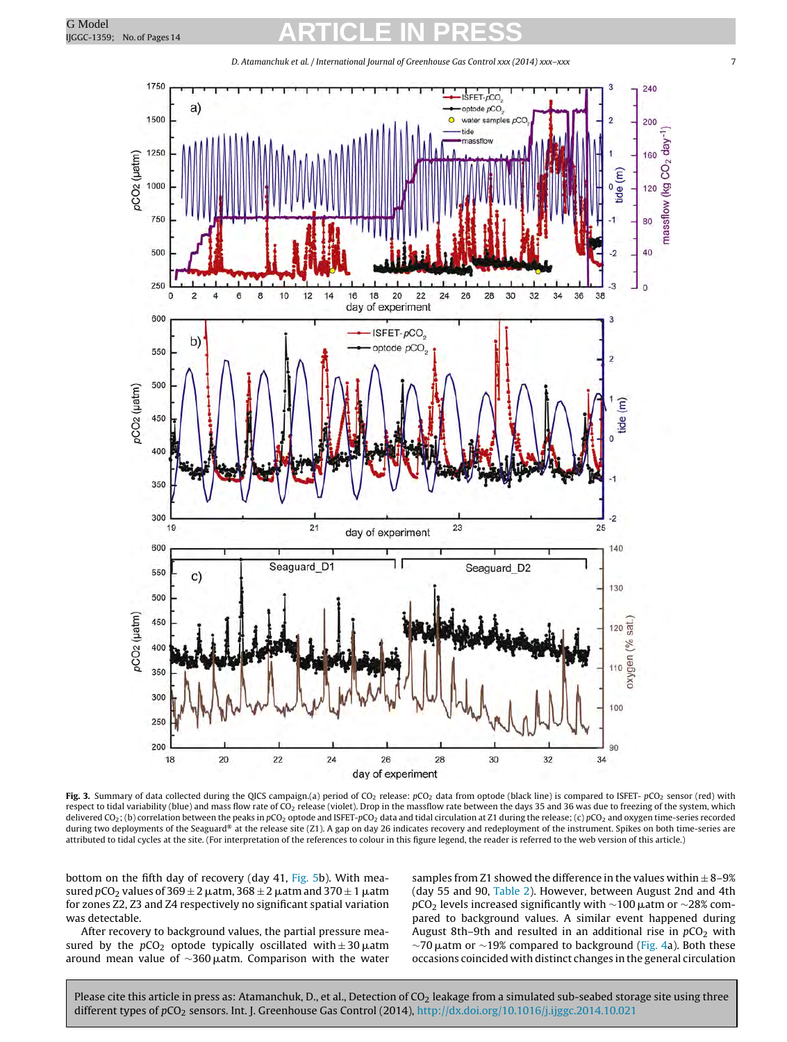**Fig. 3.** Summary of data collected during the QICS campaign.(a) period of $CO_2$ release: $pCO_2$ data from optode (black line) is compared to ISFET- $pCO_2$ sensor (red) with respect to tidal variability (blue) and mass flow rate of $CO_2$ release (violet). Drop in the massflow rate between the days 35 and 36 was due to freezing of the system, which delivered $CO_2$; (b) correlation between the peaks in $pCO_2$ optode and ISFET-$pCO_2$ data and tidal circulation at Z1 during the release; (c) $pCO_2$ and oxygen time-series recorded during two deployments of the Seaguard® at the release site (Z1). A gap on day 26 indicates recovery and redeployment of the instrument. Spikes on both time-series are attributed to tidal cycles at the site. (For interpretation of the references to colour in this figure legend, the reader is referred to the web version of this article.)

bottom on the fifth day of recovery (day 41, Fig. 5b). With measured $pCO_2$ values of $369 \pm 2$ µatm, $368 \pm 2$ µatm and $370 \pm 1$ µatm for zones Z2, Z3 and Z4 respectively no significant spatial variation was detectable.

After recovery to background values, the partial pressure measured by the $pCO_2$ optode typically oscillated with $\pm 30$ µatm around mean value of ~360 µatm. Comparison with the water samples from Z1 showed the difference in the values within $\pm$ 8–9% (day 55 and 90, Table 2). However, between August 2nd and 4th $pCO_2$ levels increased significantly with ~100 µatm or ~28% compared to background values. A similar event happened during August 8th–9th and resulted in an additional rise in $pCO_2$ with ~70 µatm or ~19% compared to background (Fig. 4a). Both these occasions coincided with distinct changes in the general circulation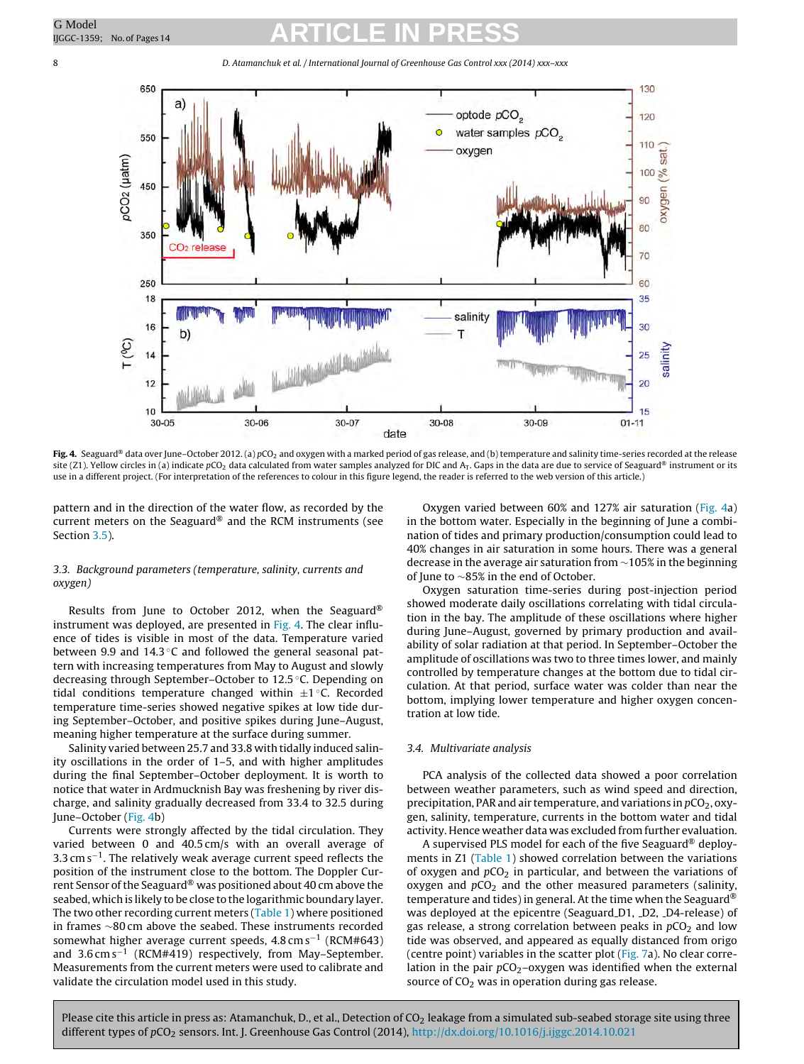**Fig. 4.** Seaguard® data over June–October 2012. (a) $pCO_2$ and oxygen with a marked period of gas release, and (b) temperature and salinity time-series recorded at the release site (Z1). Yellow circles in (a) indicate $pCO_2$ data calculated from water samples analyzed for DIC and $A_T$. Gaps in the data are due to service of Seaguard® instrument or its use in a different project. (For interpretation of the references to colour in this figure legend, the reader is referred to the web version of this article.)

pattern and in the direction of the water flow, as recorded by the current meters on the Seaguard® and the RCM instruments (see Section 3.5).

### 3.3. Background parameters (temperature, salinity, currents and oxygen)

Results from June to October 2012, when the Seaguard® instrument was deployed, are presented in Fig. 4. The clear influence of tides is visible in most of the data. Temperature varied between 9.9 and 14.3 °C and followed the general seasonal pattern with increasing temperatures from May to August and slowly decreasing through September–October to 12.5 °C. Depending on tidal conditions temperature changed within ±1 °C. Recorded temperature time-series showed negative spikes at low tide during September–October, and positive spikes during June–August, meaning higher temperature at the surface during summer.

Salinity varied between 25.7 and 33.8 with tidally induced salinity oscillations in the order of 1–5, and with higher amplitudes during the final September–October deployment. It is worth to notice that water in Ardmucknish Bay was freshening by river discharge, and salinity gradually decreased from 33.4 to 32.5 during June–October (Fig. 4b)

Currents were strongly affected by the tidal circulation. They varied between 0 and 40.5 cm/s with an overall average of 3.3 cm $s^{-1}$. The relatively weak average current speed reflects the position of the instrument close to the bottom. The Doppler Current Sensor of the Seaguard® was positioned about 40 cm above the seabed, which is likely to be close to the logarithmic boundary layer. The two other recording current meters (Table 1) where positioned in frames ~80 cm above the seabed. These instruments recorded somewhat higher average current speeds, 4.8 cm $s^{-1}$ (RCM#643) and 3.6 cm $s^{-1}$ (RCM#419) respectively, from May–September. Measurements from the current meters were used to calibrate and validate the circulation model used in this study.

Oxygen varied between 60% and 127% air saturation (Fig. 4a) in the bottom water. Especially in the beginning of June a combination of tides and primary production/consumption could lead to 40% changes in air saturation in some hours. There was a general decrease in the average air saturation from ~105% in the beginning of June to ~85% in the end of October.

Oxygen saturation time-series during post-injection period showed moderate daily oscillations correlating with tidal circulation in the bay. The amplitude of these oscillations where higher during June–August, governed by primary production and availability of solar radiation at that period. In September–October the amplitude of oscillations was two to three times lower, and mainly controlled by temperature changes at the bottom due to tidal circulation. At that period, surface water was colder than near the bottom, implying lower temperature and higher oxygen concentration at low tide.

### 3.4. Multivariate analysis

PCA analysis of the collected data showed a poor correlation between weather parameters, such as wind speed and direction, precipitation, PAR and air temperature, and variations in $pCO_2$, oxygen, salinity, temperature, currents in the bottom water and tidal activity. Hence weather data was excluded from further evaluation.

A supervised PLS model for each of the five Seaguard® deployments in Z1 (Table 1) showed correlation between the variations of oxygen and $pCO_2$ in particular, and between the variations of oxygen and $pCO_2$ and the other measured parameters (salinity, temperature, currents and tides) in general. At the time when the Seaguard® was deployed at the epicentre (Seaguard_D1, _D2, _D4-release) of gas release, a strong correlation between peaks in $pCO_2$ and low tide was observed, and appeared as equally distanced from origo (centre point) variables in the scatter plot (Fig. 7a). No clear correlation in the pair $pCO_2$–oxygen was identified when the external source of $CO_2$ was in operation during gas release.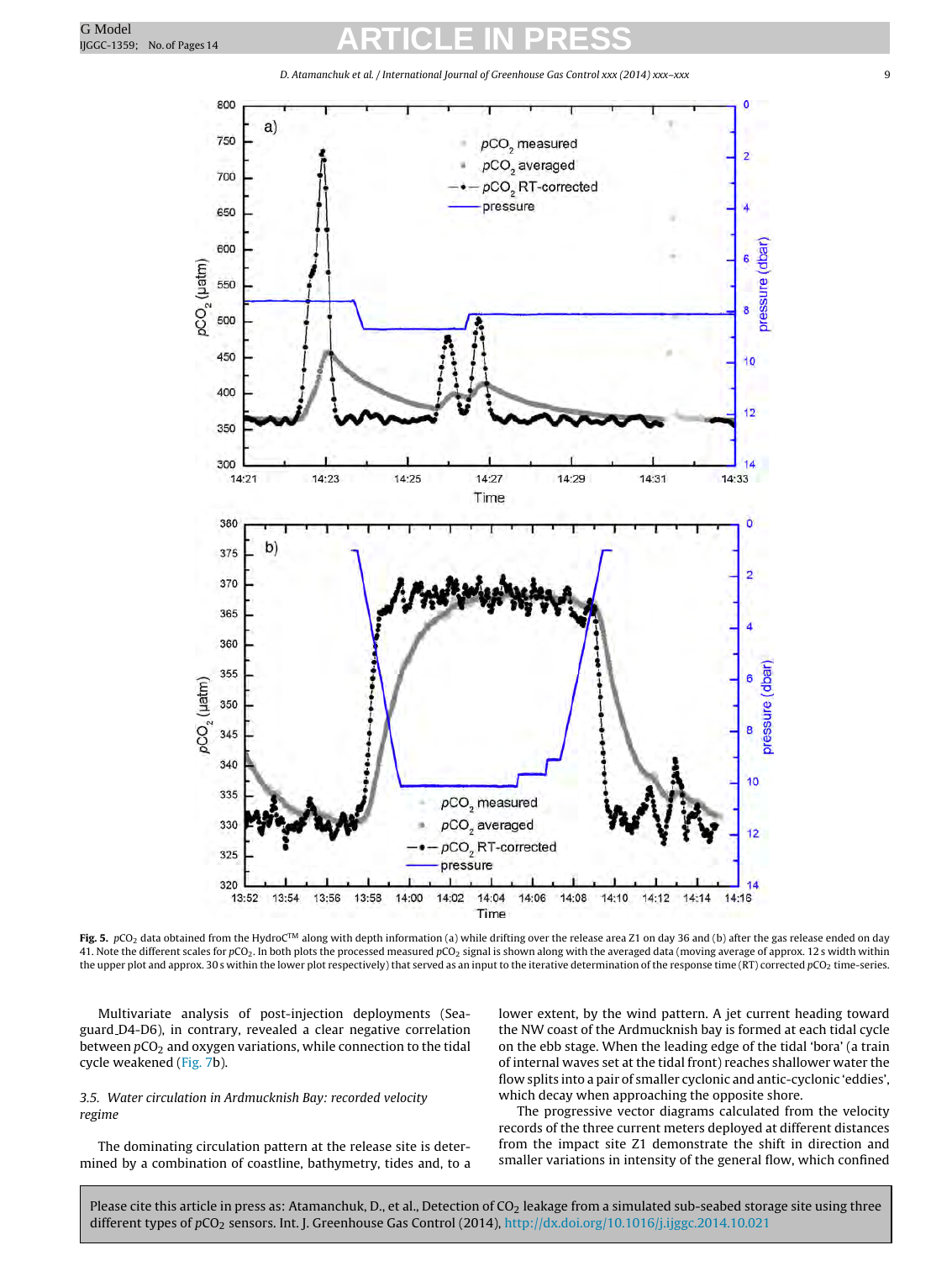**Fig. 5.** $pCO_2$ data obtained from the HydroC™ along with depth information (a) while drifting over the release area Z1 on day 36 and (b) after the gas release ended on day 41. Note the different scales for $pCO_2$. In both plots the processed measured $pCO_2$ signal is shown along with the averaged data (moving average of approx. 12 s width within the upper plot and approx. 30 s within the lower plot respectively) that served as an input to the iterative determination of the response time (RT) corrected $pCO_2$ time-series.

Multivariate analysis of post-injection deployments (Seaguard_D4-D6), in contrary, revealed a clear negative correlation between $pCO_2$ and oxygen variations, while connection to the tidal cycle weakened (Fig. 7b).

### 3.5. Water circulation in Ardmucknish Bay: recorded velocity regime

The dominating circulation pattern at the release site is determined by a combination of coastline, bathymetry, tides and, to a lower extent, by the wind pattern. A jet current heading toward the NW coast of the Ardmucknish bay is formed at each tidal cycle on the ebb stage. When the leading edge of the tidal 'bora' (a train of internal waves set at the tidal front) reaches shallower water the flow splits into a pair of smaller cyclonic and antic-cyclonic 'eddies', which decay when approaching the opposite shore.

The progressive vector diagrams calculated from the velocity records of the three current meters deployed at different distances from the impact site Z1 demonstrate the shift in direction and smaller variations in intensity of the general flow, which confined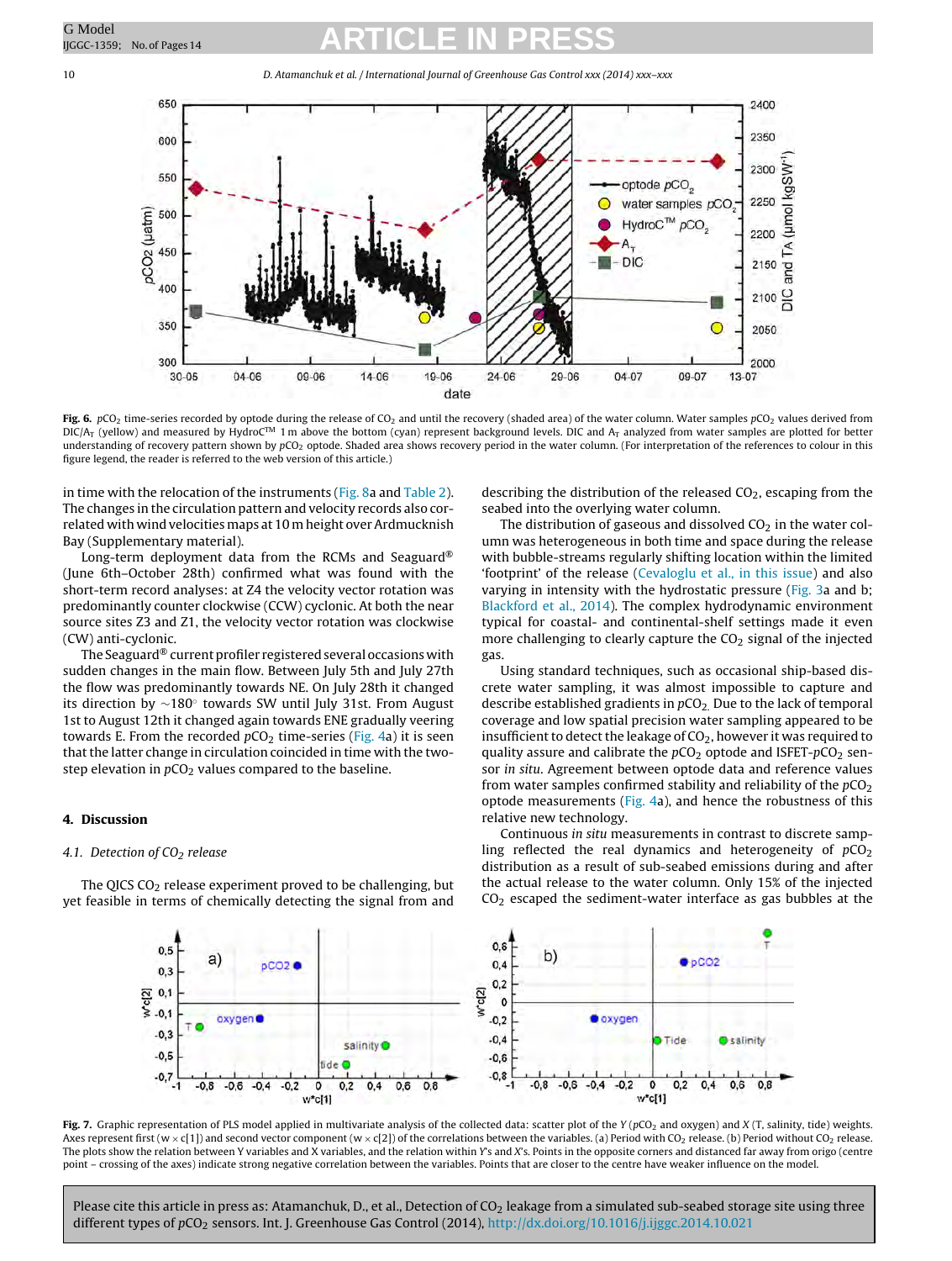**Fig. 6.** $pCO_2$ time-series recorded by optode during the release of $CO_2$ and until the recovery (shaded area) of the water column. Water samples $pCO_2$ values derived from DIC/$A_T$ (yellow) and measured by HydroC™ 1 m above the bottom (cyan) represent background levels. DIC and $A_T$ analyzed from water samples are plotted for better understanding of recovery pattern shown by $pCO_2$ optode. Shaded area shows recovery period in the water column. (For interpretation of the references to colour in this figure legend, the reader is referred to the web version of this article.)

in time with the relocation of the instruments (Fig. 8a and Table 2). The changes in the circulation pattern and velocity records also correlated with wind velocities maps at 10 m height over Ardmucknish Bay (Supplementary material).

Long-term deployment data from the RCMs and Seaguard® (June 6th–October 28th) confirmed what was found with the short-term record analyses: at Z4 the velocity vector rotation was predominantly counter clockwise (CCW) cyclonic. At both the near source sites Z3 and Z1, the velocity vector rotation was clockwise (CW) anti-cyclonic.

The Seaguard® current profiler registered several occasions with sudden changes in the main flow. Between July 5th and July 27th the flow was predominantly towards NE. On July 28th it changed its direction by ~180° towards SW until July 31st. From August 1st to August 12th it changed again towards ENE gradually veering towards E. From the recorded $pCO_2$ time-series (Fig. 4a) it is seen that the latter change in circulation coincided in time with the two-step elevation in $pCO_2$ values compared to the baseline.

## 4. Discussion

### 4.1. Detection of $CO_2$ release

The QICS $CO_2$ release experiment proved to be challenging, but yet feasible in terms of chemically detecting the signal from and describing the distribution of the released $CO_2$, escaping from the seabed into the overlying water column.

The distribution of gaseous and dissolved $CO_2$ in the water column was heterogeneous in both time and space during the release with bubble-streams regularly shifting location within the limited 'footprint' of the release (Cevaloglu et al., in this issue) and also varying in intensity with the hydrostatic pressure (Fig. 3a and b; Blackford et al., 2014). The complex hydrodynamic environment typical for coastal- and continental-shelf settings made it even more challenging to clearly capture the $CO_2$ signal of the injected gas.

Using standard techniques, such as occasional ship-based discrete water sampling, it was almost impossible to capture and describe established gradients in $pCO_2$. Due to the lack of temporal coverage and low spatial precision water sampling appeared to be insufficient to detect the leakage of $CO_2$, however it was required to quality assure and calibrate the $pCO_2$ optode and ISFET-$pCO_2$ sensor *in situ*. Agreement between optode data and reference values from water samples confirmed stability and reliability of the $pCO_2$ optode measurements (Fig. 4a), and hence the robustness of this relative new technology.

Continuous *in situ* measurements in contrast to discrete sampling reflected the real dynamics and heterogeneity of $pCO_2$ distribution as a result of sub-seabed emissions during and after the actual release to the water column. Only 15% of the injected $CO_2$ escaped the sediment-water interface as gas bubbles at the

**Fig. 7.** Graphic representation of PLS model applied in multivariate analysis of the collected data: scatter plot of the Y ($pCO_2$ and oxygen) and X (T, salinity, tide) weights. Axes represent first (w × c[1]) and second vector component (w × c[2]) of the correlations between the variables. (a) Period with $CO_2$ release. (b) Period without $CO_2$ release. The plots show the relation between Y variables and X variables, and the relation within Y's and X's. Points in the opposite corners and distanced far away from origo (centre point – crossing of the axes) indicate strong negative correlation between the variables. Points that are closer to the centre have weaker influence on the model.

Please cite this article in press as: Atamanchuk, D., et al., Detection of $CO_2$ leakage from a simulated sub-seabed storage site using three different types of $pCO_2$ sensors. Int. J. Greenhouse Gas Control (2014), http://dx.doi.org/10.1016/j.ijggc.2014.10.021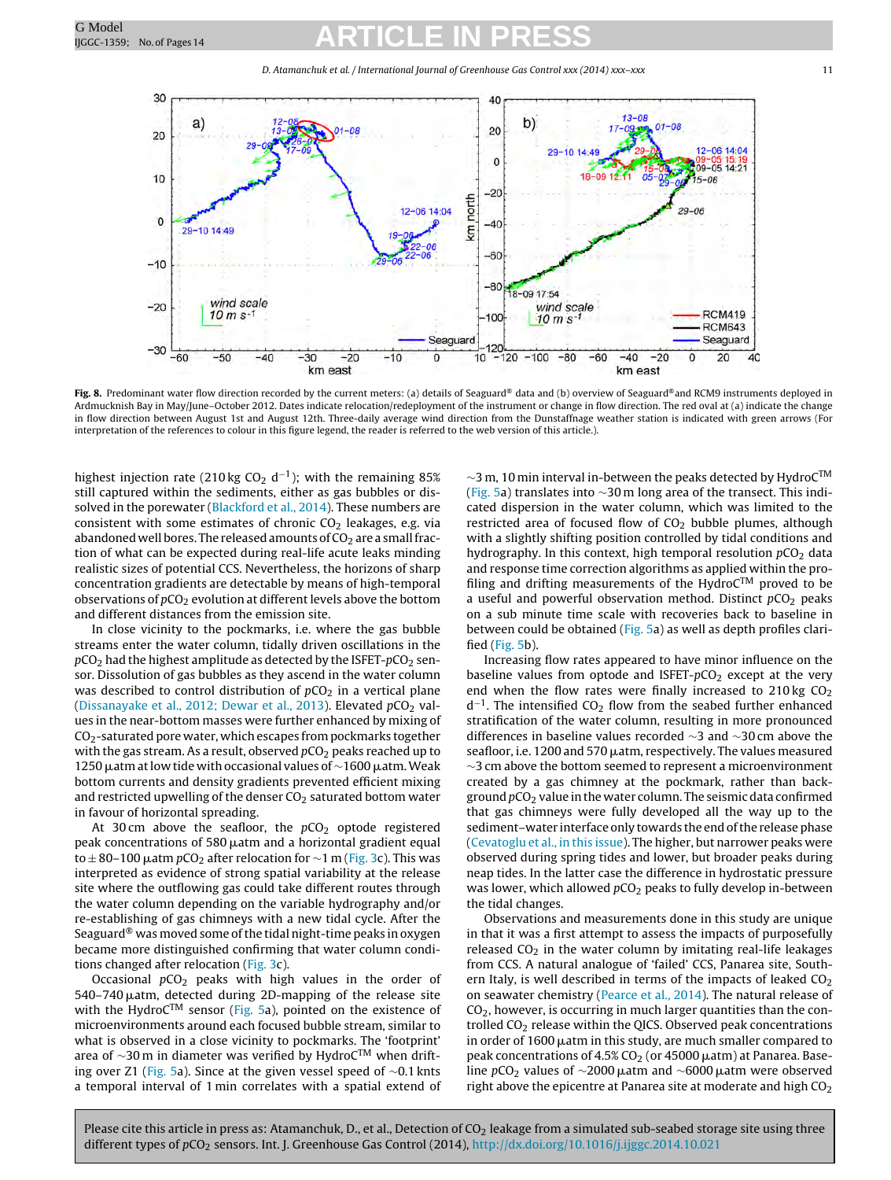**Fig. 8.** Predominant water flow direction recorded by the current meters: (a) details of Seaguard® data and (b) overview of Seaguard® and RCM9 instruments deployed in Ardmucknish Bay in May/June–October 2012. Dates indicate relocation/redeployment of the instrument or change in flow direction. The red oval at (a) indicate the change in flow direction between August 1st and August 12th. Three-daily average wind direction from the Dunstaffnage weather station is indicated with green arrows (For interpretation of the references to colour in this figure legend, the reader is referred to the web version of this article.).

highest injection rate (210 kg $CO_2$ $d^{-1}$); with the remaining 85% still captured within the sediments, either as gas bubbles or dissolved in the porewater (Blackford et al., 2014). These numbers are consistent with some estimates of chronic $CO_2$ leakages, e.g. via abandoned well bores. The released amounts of $CO_2$ are a small fraction of what can be expected during real-life acute leaks minding realistic sizes of potential CCS. Nevertheless, the horizons of sharp concentration gradients are detectable by means of high-temporal observations of $pCO_2$ evolution at different levels above the bottom and different distances from the emission site.

In close vicinity to the pockmarks, i.e. where the gas bubble streams enter the water column, tidally driven oscillations in the $pCO_2$ had the highest amplitude as detected by the ISFET-$pCO_2$ sensor. Dissolution of gas bubbles as they ascend in the water column was described to control distribution of $pCO_2$ in a vertical plane (Dissanayake et al., 2012; Dewar et al., 2013). Elevated $pCO_2$ values in the near-bottom masses were further enhanced by mixing of $CO_2$-saturated pore water, which escapes from pockmarks together with the gas stream. As a result, observed $pCO_2$ peaks reached up to 1250 μatm at low tide with occasional values of ~1600 μatm. Weak bottom currents and density gradients prevented efficient mixing and restricted upwelling of the denser $CO_2$ saturated bottom water in favour of horizontal spreading.

At 30 cm above the seafloor, the $pCO_2$ optode registered peak concentrations of 580 μatm and a horizontal gradient equal to ± 80–100 μatm $pCO_2$ after relocation for ~1 m (Fig. 3c). This was interpreted as evidence of strong spatial variability at the release site where the outflowing gas could take different routes through the water column depending on the variable hydrography and/or re-establishing of gas chimneys with a new tidal cycle. After the Seaguard® was moved some of the tidal night-time peaks in oxygen became more distinguished confirming that water column conditions changed after relocation (Fig. 3c).

Occasional $pCO_2$ peaks with high values in the order of 540–740 μatm, detected during 2D-mapping of the release site with the HydroC™ sensor (Fig. 5a), pointed on the existence of microenvironments around each focused bubble stream, similar to what is observed in a close vicinity to pockmarks. The 'footprint' area of ~30 m in diameter was verified by HydroC™ when drifting over Z1 (Fig. 5a). Since at the given vessel speed of ~0.1 knts a temporal interval of 1 min correlates with a spatial extend of ~3 m, 10 min interval in-between the peaks detected by HydroC™ (Fig. 5a) translates into ~30 m long area of the transect. This indicated dispersion in the water column, which was limited to the restricted area of focused flow of $CO_2$ bubble plumes, although with a slightly shifting position controlled by tidal conditions and hydrography. In this context, high temporal resolution $pCO_2$ data and response time correction algorithms as applied within the profiling and drifting measurements of the HydroC™ proved to be a useful and powerful observation method. Distinct $pCO_2$ peaks on a sub minute time scale with recoveries back to baseline in between could be obtained (Fig. 5a) as well as depth profiles clarified (Fig. 5b).

Increasing flow rates appeared to have minor influence on the baseline values from optode and ISFET-$pCO_2$ except at the very end when the flow rates were finally increased to 210 kg $CO_2$ $d^{-1}$. The intensified $CO_2$ flow from the seabed further enhanced stratification of the water column, resulting in more pronounced differences in baseline values recorded ~3 and ~30 cm above the seafloor, i.e. 1200 and 570 μatm, respectively. The values measured ~3 cm above the bottom seemed to represent a microenvironment created by a gas chimney at the pockmark, rather than background $pCO_2$ value in the water column. The seismic data confirmed that gas chimneys were fully developed all the way up to the sediment–water interface only towards the end of the release phase (Cevatoglu et al., in this issue). The higher, but narrower peaks were observed during spring tides and lower, but broader peaks during neap tides. In the latter case the difference in hydrostatic pressure was low, which allowed $pCO_2$ peaks to fully develop in-between the tidal changes.

Observations and measurements done in this study are unique in that it was a first attempt to assess the impacts of purposefully released $CO_2$ in the water column by imitating real-life leakages from CCS. A natural analogue of 'failed' CCS, Panarea site, Southern Italy, is well described in terms of the impacts of leaked $CO_2$ on seawater chemistry (Pearce et al., 2014). The natural release of $CO_2$, however, is occurring in much larger quantities than the controlled $CO_2$ release within the QICS. Observed peak concentrations in order of 1600 μatm in this study, are much smaller compared to peak concentrations of 4.5% $CO_2$ (or 45000 μatm) at Panarea. Baseline $pCO_2$ values of ~2000 μatm and ~6000 μatm were observed right above the epicentre at Panarea site at moderate and high $CO_2$

Please cite this article in press as: Atamanchuk, D., et al., Detection of $CO_2$ leakage from a simulated sub-seabed storage site using three different types of $pCO_2$ sensors. Int. J. Greenhouse Gas Control (2014), http://dx.doi.org/10.1016/j.ijggc.2014.10.021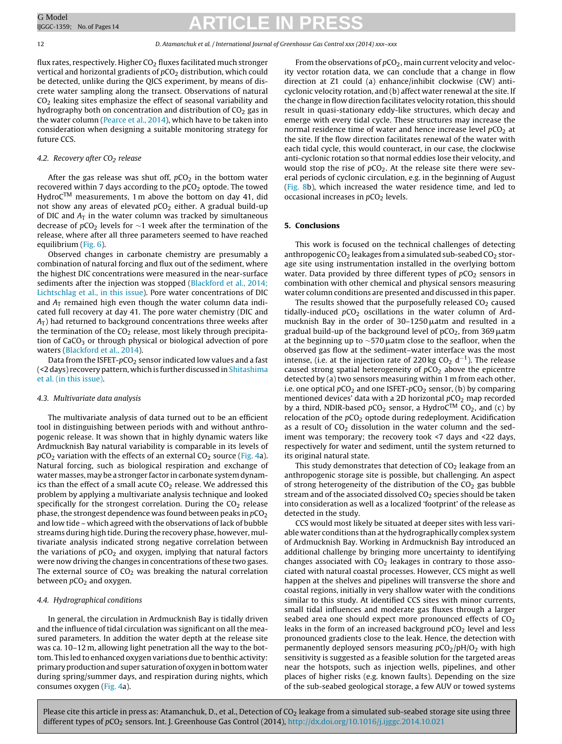flux rates, respectively. Higher $CO_2$ fluxes facilitated much stronger vertical and horizontal gradients of $pCO_2$ distribution, which could be detected, unlike during the QICS experiment, by means of discrete water sampling along the transect. Observations of natural $CO_2$ leaking sites emphasize the effect of seasonal variability and hydrography both on concentration and distribution of $CO_2$ gas in the water column (Pearce et al., 2014), which have to be taken into consideration when designing a suitable monitoring strategy for future CCS.

### 4.2. Recovery after $CO_2$ release

After the gas release was shut off, $pCO_2$ in the bottom water recovered within 7 days according to the $pCO_2$ optode. The towed HydroC™ measurements, 1 m above the bottom on day 41, did not show any areas of elevated $pCO_2$ either. A gradual build-up of DIC and $A_T$ in the water column was tracked by simultaneous decrease of $pCO_2$ levels for ~1 week after the termination of the release, where after all three parameters seemed to have reached equilibrium (Fig. 6).

Observed changes in carbonate chemistry are presumably a combination of natural forcing and flux out of the sediment, where the highest DIC concentrations were measured in the near-surface sediments after the injection was stopped (Blackford et al., 2014; Lichtschlag et al., in this issue). Pore water concentrations of DIC and $A_T$ remained high even though the water column data indicated full recovery at day 41. The pore water chemistry (DIC and $A_T$) had returned to background concentrations three weeks after the termination of the $CO_2$ release, most likely through precipitation of $CaCO_3$ or through physical or biological advection of pore waters (Blackford et al., 2014).

Data from the ISFET-$pCO_2$ sensor indicated low values and a fast (<2 days) recovery pattern, which is further discussed in Shitashima et al. (in this issue).

### 4.3. Multivariate data analysis

The multivariate analysis of data turned out to be an efficient tool in distinguishing between periods with and without anthropogenic release. It was shown that in highly dynamic waters like Ardmucknish Bay natural variability is comparable in its levels of $pCO_2$ variation with the effects of an external $CO_2$ source (Fig. 4a). Natural forcing, such as biological respiration and exchange of water masses, may be a stronger factor in carbonate system dynamics than the effect of a small acute $CO_2$ release. We addressed this problem by applying a multivariate analysis technique and looked specifically for the strongest correlation. During the $CO_2$ release phase, the strongest dependence was found between peaks in $pCO_2$ and low tide – which agreed with the observations of lack of bubble streams during high tide. During the recovery phase, however, multivariate analysis indicated strong negative correlation between the variations of $pCO_2$ and oxygen, implying that natural factors were now driving the changes in concentrations of these two gases. The external source of $CO_2$ was breaking the natural correlation between $pCO_2$ and oxygen.

### 4.4. Hydrographical conditions

In general, the circulation in Ardmucknish Bay is tidally driven and the influence of tidal circulation was significant on all the measured parameters. In addition the water depth at the release site was ca. 10–12 m, allowing light penetration all the way to the bottom. This led to enhanced oxygen variations due to benthic activity: primary production and super saturation of oxygen in bottom water during spring/summer days, and respiration during nights, which consumes oxygen (Fig. 4a).

From the observations of $pCO_2$, main current velocity and velocity vector rotation data, we can conclude that a change in flow direction at Z1 could (a) enhance/inhibit clockwise (CW) anti-cyclonic velocity rotation, and (b) affect water renewal at the site. If the change in flow direction facilitates velocity rotation, this should result in quasi-stationary eddy-like structures, which decay and emerge with every tidal cycle. These structures may increase the normal residence time of water and hence increase level $pCO_2$ at the site. If the flow direction facilitates renewal of the water with each tidal cycle, this would counteract, in our case, the clockwise anti-cyclonic rotation so that normal eddies lose their velocity, and would stop the rise of $pCO_2$. At the release site there were several periods of cyclonic circulation, e.g. in the beginning of August (Fig. 8b), which increased the water residence time, and led to occasional increases in $pCO_2$ levels.

## 5. Conclusions

This work is focused on the technical challenges of detecting anthropogenic $CO_2$ leakages from a simulated sub-seabed $CO_2$ storage site using instrumentation installed in the overlying bottom water. Data provided by three different types of $pCO_2$ sensors in combination with other chemical and physical sensors measuring water column conditions are presented and discussed in this paper.

The results showed that the purposefully released $CO_2$ caused tidally-induced $pCO_2$ oscillations in the water column of Ardmucknish Bay in the order of 30–1250 μatm and resulted in a gradual build-up of the background level of $pCO_2$, from 369 μatm at the beginning up to ~570 μatm close to the seafloor, when the observed gas flow at the sediment–water interface was the most intense, (i.e. at the injection rate of 220 kg $CO_2$ $d^{-1}$). The release caused strong spatial heterogeneity of $pCO_2$ above the epicentre detected by (a) two sensors measuring within 1 m from each other, i.e. one optical $pCO_2$ and one ISFET-$pCO_2$ sensor, (b) by comparing mentioned devices' data with a 2D horizontal $pCO_2$ map recorded by a third, NDIR-based $pCO_2$ sensor, a HydroC™ $CO_2$, and (c) by relocation of the $pCO_2$ optode during redeployment. Acidification as a result of $CO_2$ dissolution in the water column and the sediment was temporary; the recovery took <7 days and <22 days, respectively for water and sediment, until the system returned to its original natural state.

This study demonstrates that detection of $CO_2$ leakage from an anthropogenic storage site is possible, but challenging. An aspect of strong heterogeneity of the distribution of the $CO_2$ gas bubble stream and of the associated dissolved $CO_2$ species should be taken into consideration as well as a localized 'footprint' of the release as detected in the study.

CCS would most likely be situated at deeper sites with less variable water conditions than at the hydrographically complex system of Ardmucknish Bay. Working in Ardmucknish Bay introduced an additional challenge by bringing more uncertainty to identifying changes associated with $CO_2$ leakages in contrary to those associated with natural coastal processes. However, CCS might as well happen at the shelves and pipelines will transverse the shore and coastal regions, initially in very shallow water with the conditions similar to this study. At identified CCS sites with minor currents, small tidal influences and moderate gas fluxes through a larger seabed area one should expect more pronounced effects of $CO_2$ leaks in the form of an increased background $pCO_2$ level and less pronounced gradients close to the leak. Hence, the detection with permanently deployed sensors measuring $pCO_2$/pH/$O_2$ with high sensitivity is suggested as a feasible solution for the targeted areas near the hotspots, such as injection wells, pipelines, and other places of higher risks (e.g. known faults). Depending on the size of the sub-seabed geological storage, a few AUV or towed systems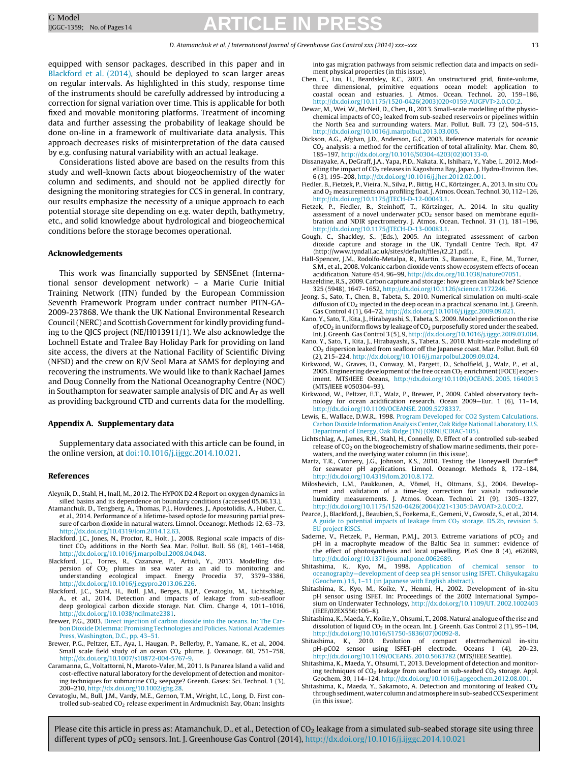equipped with sensor packages, described in this paper and in Blackford et al. (2014), should be deployed to scan larger areas on regular intervals. As highlighted in this study, response time of the instruments should be carefully addressed by introducing a correction for signal variation over time. This is applicable for both fixed and movable monitoring platforms. Treatment of incoming data and further assessing the probability of leakage should be done on-line in a framework of multivariate data analysis. This approach decreases risks of misinterpretation of the data caused by e.g. confusing natural variability with an actual leakage.

Considerations listed above are based on the results from this study and well-known facts about biogeochemistry of the water column and sediments, and should not be applied directly for designing the monitoring strategies for CCS in general. In contrary, our results emphasize the necessity of a unique approach to each potential storage site depending on e.g. water depth, bathymetry, etc., and solid knowledge about hydrological and biogeochemical conditions before the storage becomes operational.

### Acknowledgements

This work was financially supported by SENSEnet (International sensor development network) – a Marie Curie Initial Training Network (ITN) funded by the European Commission Seventh Framework Program under contract number PITN-GA-2009-237868. We thank the UK National Environmental Research Council (NERC) and Scottish Government for kindly providing funding to the QICS project (NE/H013911/1). We also acknowledge the Lochnell Estate and Tralee Bay Holiday Park for providing on land site access, the divers at the National Facility of Scientific Diving (NFSD) and the crew on R/V Seol Mara at SAMS for deploying and recovering the instruments. We would like to thank Rachael James and Doug Connelly from the National Oceanography Centre (NOC) in Southampton for seawater sample analysis of DIC and $A_T$ as well as providing background CTD and currents data for the modelling.

### Appendix A. Supplementary data

Supplementary data associated with this article can be found, in the online version, at doi:10.1016/j.ijggc.2014.10.021.

### References

Aleynik, D., Stahl, H., Inall, M., 2012. The HYPOX D2.4 Report on oxygen dynamics in silled basins and its dependence on boundary conditions (accessed 05.06.13.).

Atamanchuk, D., Tengberg, A., Thomas, P.J., Hovdenes, J., Apostolidis, A., Huber, C., et al., 2014. Performance of a lifetime-based optode for measuring partial pressure of carbon dioxide in natural waters. Limnol. Oceanogr. Methods 12, 63–73, http://dx.doi.org/10.4319/lom.2014.12.63.

Blackford, J.C., Jones, N., Proctor, R., Holt, J., 2008. Regional scale impacts of distinct $CO_2$ additions in the North Sea. Mar. Pollut. Bull. 56 (8), 1461–1468, http://dx.doi.org/10.1016/j.marpolbul.2008.04.048.

Blackford, J.C., Torres, R., Cazanave, P., Artioli, Y., 2013. Modelling dispersion of $CO_2$ plumes in sea water as an aid to monitoring and understanding ecological impact. Energy Procedia 37, 3379–3386, http://dx.doi.org/10.1016/j.egypro.2013.06.226.

Blackford, J.C., Stahl, H., Bull, J.M., Berges, B.J.P., Cevatoglu, M., Lichtschlag, A., et al., 2014. Detection and impacts of leakage from sub-seafloor deep geological carbon dioxide storage. Nat. Clim. Change 4, 1011–1016, http://dx.doi.org/10.1038/ncilmate2381.

Brewer, P.G., 2003. Direct injection of carbon dioxide into the oceans. In: The Carbon Dioxide Dilemma: Promising Technologies and Policies. National Academies Press, Washington, D.C., pp. 43–51.

Brewer, P.G., Peltzer, E.T., Aya, I., Haugan, P., Bellerby, P., Yamane, K., et al., 2004. Small scale field study of an ocean $CO_2$ plume. J. Oceanogr. 60, 751–758, http://dx.doi.org/10.1007/s10872-004-5767-9.

Caramanna, G., Voltattorni, N., Maroto-Valer, M., 2011. Is Panarea Island a valid and cost-effective natural laboratory for the development of detection and monitoring techniques for submarine $CO_2$ seepage? Greenh. Gases: Sci. Technol. 1 (3), 200–210, http://dx.doi.org/10.1002/ghg.28.

Cevatoglu, M., Bull, J.M., Vardy, M.E., Gernon, T.M., Wright, I.C., Long, D. First controlled sub-seabed $CO_2$ release experiment in Ardmucknish Bay, Oban: Insights into gas migration pathways from seismic reflection data and impacts on sediment physical properties (in this issue).

Chen, C., Liu, H., Beardsley, R.C., 2003. An unstructured grid, finite-volume, three dimensional, primitive equations ocean model: application to coastal ocean and estuaries. J. Atmos. Ocean. Technol. 20, 159–186, http://dx.doi.org/10.1175/1520-0426(2003)020<0159:AUGFVT>2.0.CO;2.

Dewar, M., Wei, W., McNeil, D., Chen, B., 2013. Small-scale modelling of the physiochemical impacts of $CO_2$ leaked from sub-seabed reservoirs or pipelines within the North Sea and surrounding waters. Mar. Pollut. Bull. 73 (2), 504–515, http://dx.doi.org/10.1016/j.marpolbul.2013.03.005.

Dickson, A.G., Afghan, J.D., Anderson, G.C., 2003. Reference materials for oceanic $CO_2$ analysis: a method for the certification of total alkalinity. Mar. Chem. 80, 185–197, http://dx.doi.org/10.1016/S0304-4203(02)00133-0.

Dissanayake, A., DeGraff, J.A., Yapa, P.D., Nakata, K., Ishihara, Y., Yabe, I., 2012. Modelling the impact of $CO_2$ releases in Kagoshima Bay, Japan. J. Hydro-Environ. Res. 6 (3), 195–208, http://dx.doi.org/10.1016/j.jher.2012.02.001.

Fiedler, B., Fietzek, P., Vieira, N., Silva, P., Bittig, H.C., Körtzinger, A., 2013. In situ $CO_2$ and $O_2$ measurements on a profiling float. J. Atmos. Ocean. Technol. 30, 112–126, http://dx.doi.org/10.1175/JTECH-D-12-00043.1.

Fietzek, P., Fiedler, B., Steinhoff, T., Körtzinger, A., 2014. In situ quality assessment of a novel underwater $pCO_2$ sensor based on membrane equilibration and NDIR spectrometry. J. Atmos. Ocean. Technol. 31 (1), 181–196, http://dx.doi.org/10.1175/JTECH-D-13-00083.1.

Gough, C., Shackley, S., (Eds.), 2005. An integrated assessment of carbon dioxide capture and storage in the UK, Tyndall Centre Tech. Rpt. 47 ⟨http://www.tyndall.ac.uk/sites/default/files/t2_21.pdf.⟩.

Hall-Spencer, J.M., Rodolfo-Metalpa, R., Martin, S., Ransome, E., Fine, M., Turner, S.M., et al., 2008. Volcanic carbon dioxide vents show ecosystem effects of ocean acidification. Nature 454, 96–99, http://dx.doi.org/10.1038/nature07051.

Haszeldine, R.S., 2009. Carbon capture and storage: how green can black be? Science 325 (5948), 1647–1652, http://dx.doi.org/10.1126/science.1172246.

Jeong, S., Sato, T., Chen, B., Tabeta, S., 2010. Numerical simulation on multi-scale diffusion of $CO_2$ injected in the deep ocean in a practical scenario. Int. J. Greenh. Gas Control 4 (1), 64–72, http://dx.doi.org/10.1016/j.ijggc.2009.09.021.

Kano, Y., Sato, T., Kita, J., Hirabayashi, S., Tabeta, S., 2009. Model prediction on the rise of $pCO_2$ in uniform flows by leakage of $CO_2$ purposefully stored under the seabed. Int. J. Greenh. Gas Control 3 (5), 9, http://dx.doi.org/10.1016/j.ijggc.2009.03.004.

Kano, Y., Sato, T., Kita, J., Hirabayashi, S., Tabeta, S., 2010. Multi-scale modelling of $CO_2$ dispersion leaked from seafloor off the Japanese coast. Mar. Pollut. Bull. 60 (2), 215–224, http://dx.doi.org/10.1016/j.marpolbul.2009.09.024.

Kirkwood, W., Graves, D., Conway, M., Pargett, D., Scholfield, J., Walz, P., et al., 2005. Engineering development of the free ocean $CO_2$ enrichment (FOCE) experiment. MTS/IEEE Oceans, http://dx.doi.org/10.1109/OCEANS. 2005. 1640013 (MTS/IEEE #050304–93).

Kirkwood, W., Peltzer, E.T., Walz, P., Brewer, P., 2009. Cabled observatory technology for ocean acidification research. Ocean 2009—Eur. 1 (6), 11–14, http://dx.doi.org/10.1109/OCEANSE. 2009.5278337.

Lewis, E., Wallace, D.W.R., 1998. Program Developed for CO2 System Calculations. Carbon Dioxide Information Analysis Center, Oak Ridge National Laboratory, U.S. Department of Energy, Oak Ridge (TN) (ORNL/CDIAC-105).

Lichtschlag, A., James, R.H., Stahl, H., Connelly, D. Effect of a controlled sub-seabed release of $CO_2$ on the biogeochemistry of shallow marine sediments, their porewaters, and the overlying water column (in this issue).

Martz, T.R., Connery, J.G., Johnson, K.S., 2010. Testing the Honeywell Durafet® for seawater pH applications. Limnol. Oceanogr. Methods 8, 172–184, http://dx.doi.org/10.4319/lom.2010.8.172.

Miloshevich, L.M., Paukkunen, A., Vömel, H., Oltmans, S.J., 2004. Development and validation of a time-lag correction for vaisala radiosonde humidity measurements. J. Atmos. Ocean. Technol. 21 (9), 1305–1327, http://dx.doi.org/10.1175/1520-0426(2004)021<1305:DAVOAT>2.0.CO;2.

Pearce, J., Blackford, J., Beaubien, S., Foekema, E., Gemeni, V., Gwosdz, S., et al., 2014. A guide to potential impacts of leakage from $CO_2$ storage. D5.2b, revision 5. EU project RISCS.

Saderne, V., Fietzek, P., Herman, P.M.J., 2013. Extreme variations of $pCO_2$ and pH in a macrophyte meadow of the Baltic Sea in summer: evidence of the effect of photosynthesis and local upwelling. PLoS One 8 (4), e62689, http://dx.doi.org/10.1371/journal.pone.0062689.

Shitashima, K., Kyo, M., 1998. Application of chemical sensor to oceanography—development of deep sea pH sensor using ISFET. Chikyukagaku (Geochem.) 15, 1–11 (in Japanese with English abstract).

Shitashima, K., Kyo, M., Koike, Y., Henmi, H., 2002. Development of in-situ pH sensor using ISFET. In: Proceedings of the 2002 International Symposium on Underwater Technology, http://dx.doi.org/10.1109/UT. 2002.1002403 (IEEE/02EX556:106–8).

Shitashima, K., Maeda, Y., Koike, Y., Ohsumi, T., 2008. Natural analogue of the rise and dissolution of liquid $CO_2$ in the ocean. Int. J. Greenh. Gas Control 2 (1), 95–104, http://dx.doi.org/10.1016/S1750-5836(07)00092-8.

Shitashima, K., 2010. Evolution of compact electrochemical in-situ pH-pCO2 sensor using ISFET-pH electrode. Oceans 1 (4), 20–23, http://dx.doi.org/10.1109/OCEANS. 2010.5663782 (MTS/IEEE Seattle).

Shitashima, K., Maeda, Y., Ohsumi, T., 2013. Development of detection and monitoring techniques of $CO_2$ leakage from seafloor in sub-seabed $CO_2$ storage. Appl. Geochem. 30, 114–124, http://dx.doi.org/10.1016/j.apgeochem.2012.08.001.

Shitashima, K., Maeda, Y., Sakamoto, A. Detection and monitoring of leaked $CO_2$ through sediment, water column and atmosphere in sub-seabed CCS experiment (in this issue).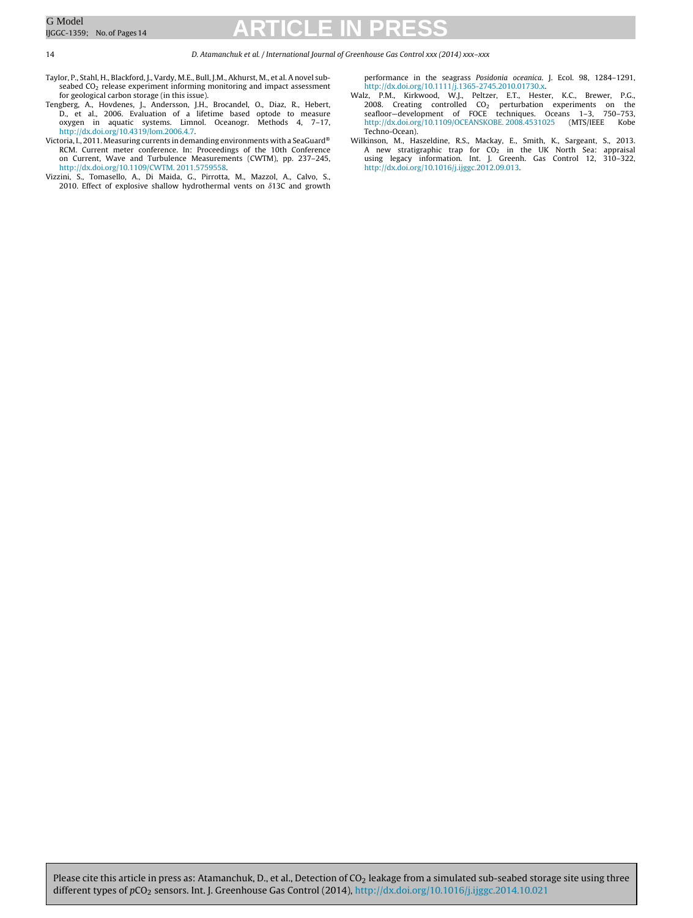Taylor, P., Stahl, H., Blackford, J., Vardy, M.E., Bull, J.M., Akhurst, M., et al. A novel sub-seabed $CO_2$ release experiment informing monitoring and impact assessment for geological carbon storage (in this issue).

Tengberg, A., Hovdenes, J., Andersson, J.H., Brocandel, O., Diaz, R., Hebert, D., et al., 2006. Evaluation of a lifetime based optode to measure oxygen in aquatic systems. Limnol. Oceanogr. Methods 4, 7–17, http://dx.doi.org/10.4319/lom.2006.4.7.

Victoria, I., 2011. Measuring currents in demanding environments with a SeaGuard® RCM. Current meter conference. In: Proceedings of the 10th Conference on Current, Wave and Turbulence Measurements (CWTM), pp. 237–245, http://dx.doi.org/10.1109/CWTM.2011.5759558.

Vizzini, S., Tomasello, A., Di Maida, G., Pirrotta, M., Mazzol, A., Calvo, S., 2010. Effect of explosive shallow hydrothermal vents on δ13C and growth performance in the seagrass *Posidonia oceanica*. J. Ecol. 98, 1284–1291, http://dx.doi.org/10.1111/j.1365-2745.2010.01730.x.

Walz, P.M., Kirkwood, W.J., Peltzer, E.T., Hester, K.C., Brewer, P.G., 2008. Creating controlled $CO_2$ perturbation experiments on the seafloor—development of FOCE techniques. Oceans 1–3, 750–753, http://dx.doi.org/10.1109/OCEANSKOBE.2008.4531025 (MTS/IEEE Kobe Techno-Ocean).

Wilkinson, M., Haszeldine, R.S., Mackay, E., Smith, K., Sargeant, S., 2013. A new stratigraphic trap for $CO_2$ in the UK North Sea: appraisal using legacy information. Int. J. Greenh. Gas Control 12, 310–322, http://dx.doi.org/10.1016/j.ijggc.2012.09.013.